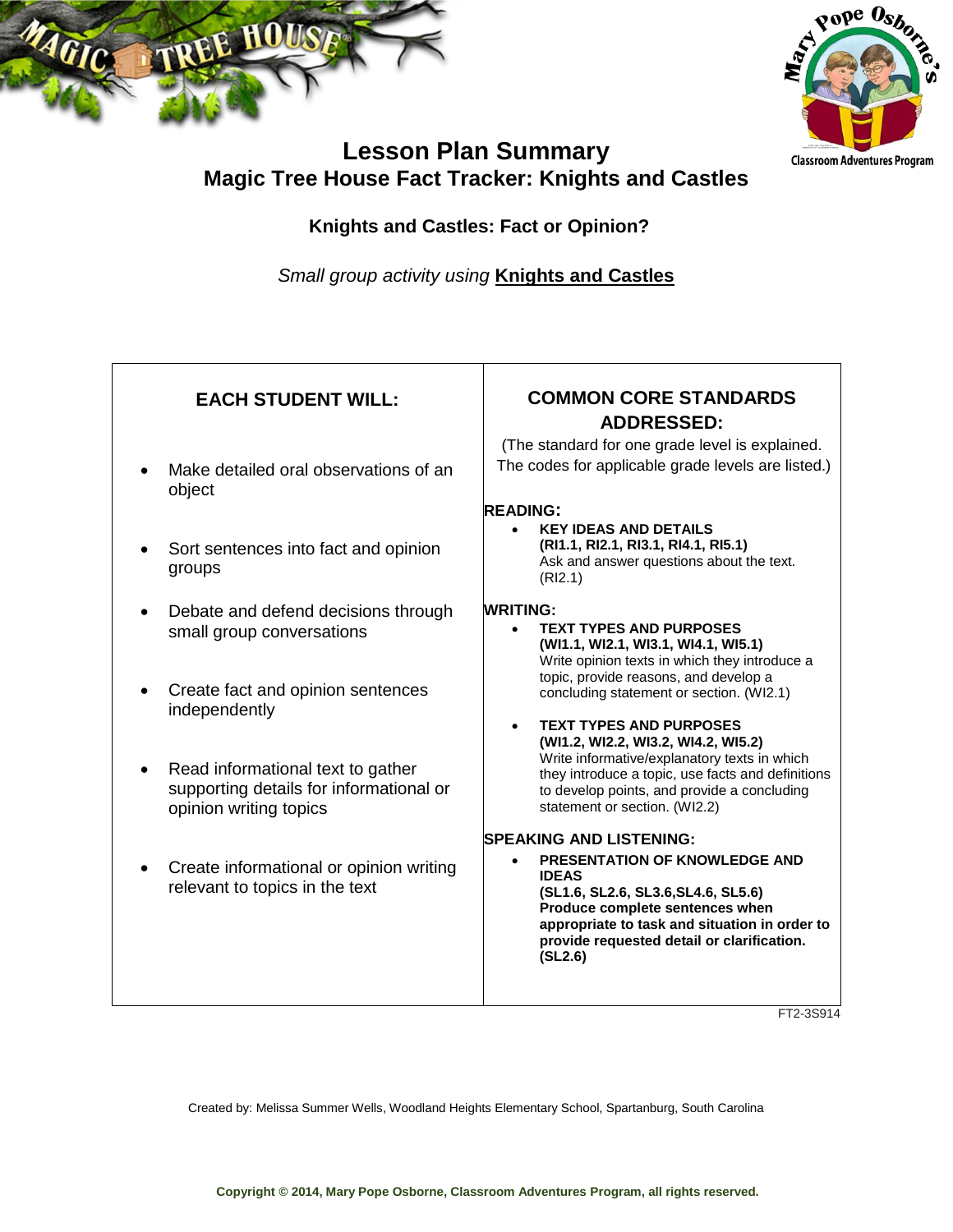# Lesson Plan Summary

## Magic Tree House Fact Tracker: Knights and Castles

### Knights and Castles: Fact or Opinion?

*Small group activity using* **Knights and Castles**

| EACH STUDENT WILL: | COMMON CORE STANDARDS ADDRESSED: |
|---|---|
| • Make detailed oral observations of an object<br><br>• Sort sentences into fact and opinion groups<br><br>• Debate and defend decisions through small group conversations<br><br>• Create fact and opinion sentences independently<br><br>• Read informational text to gather supporting details for informational or opinion writing topics<br><br>• Create informational or opinion writing relevant to topics in the text | (The standard for one grade level is explained. The codes for applicable grade levels are listed.)<br><br>**READING:**<br>• **KEY IDEAS AND DETAILS (RI1.1, RI2.1, RI3.1, RI4.1, RI5.1)** Ask and answer questions about the text. (RI2.1)<br><br>**WRITING:**<br>• **TEXT TYPES AND PURPOSES (WI1.1, WI2.1, WI3.1, WI4.1, WI5.1)** Write opinion texts in which they introduce a topic, provide reasons, and develop a concluding statement or section. (WI2.1)<br>• **TEXT TYPES AND PURPOSES (WI1.2, WI2.2, WI3.2, WI4.2, WI5.2)** Write informative/explanatory texts in which they introduce a topic, use facts and definitions to develop points, and provide a concluding statement or section. (WI2.2)<br><br>**SPEAKING AND LISTENING:**<br>• **PRESENTATION OF KNOWLEDGE AND IDEAS (SL1.6, SL2.6, SL3.6,SL4.6, SL5.6) Produce complete sentences when appropriate to task and situation in order to provide requested detail or clarification. (SL2.6)** |

FT2-3S914

Created by: Melissa Summer Wells, Woodland Heights Elementary School, Spartanburg, South Carolina

**Copyright © 2014, Mary Pope Osborne, Classroom Adventures Program, all rights reserved.**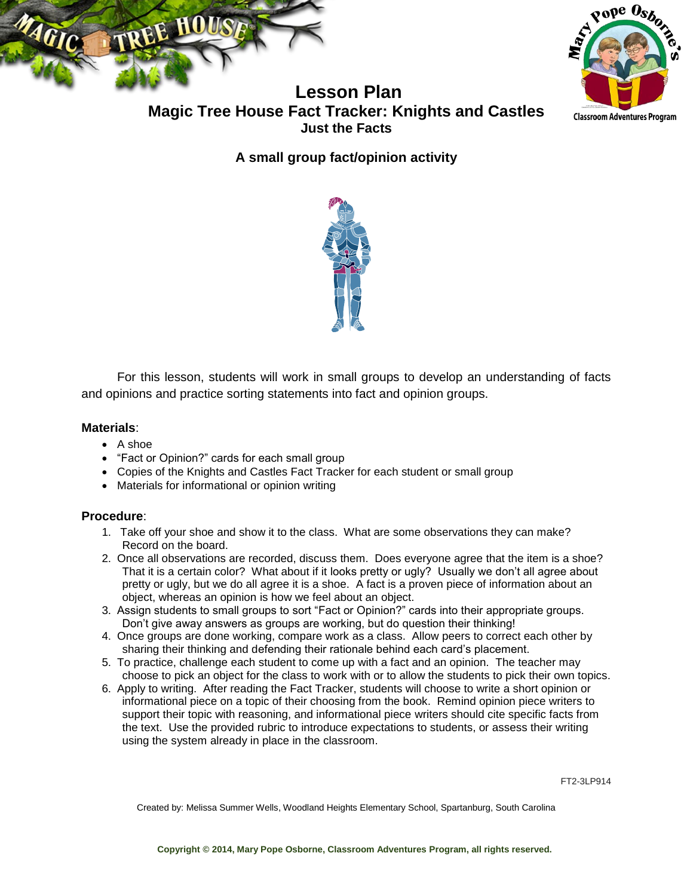# Lesson Plan

## Magic Tree House Fact Tracker: Knights and Castles

### Just the Facts

### A small group fact/opinion activity

For this lesson, students will work in small groups to develop an understanding of facts and opinions and practice sorting statements into fact and opinion groups.

**Materials**:

- A shoe
- "Fact or Opinion?" cards for each small group
- Copies of the Knights and Castles Fact Tracker for each student or small group
- Materials for informational or opinion writing

**Procedure**:

1. Take off your shoe and show it to the class. What are some observations they can make? Record on the board.
2. Once all observations are recorded, discuss them. Does everyone agree that the item is a shoe? That it is a certain color? What about if it looks pretty or ugly? Usually we don't all agree about pretty or ugly, but we do all agree it is a shoe. A fact is a proven piece of information about an object, whereas an opinion is how we feel about an object.
3. Assign students to small groups to sort "Fact or Opinion?" cards into their appropriate groups. Don't give away answers as groups are working, but do question their thinking!
4. Once groups are done working, compare work as a class. Allow peers to correct each other by sharing their thinking and defending their rationale behind each card's placement.
5. To practice, challenge each student to come up with a fact and an opinion. The teacher may choose to pick an object for the class to work with or to allow the students to pick their own topics.
6. Apply to writing. After reading the Fact Tracker, students will choose to write a short opinion or informational piece on a topic of their choosing from the book. Remind opinion piece writers to support their topic with reasoning, and informational piece writers should cite specific facts from the text. Use the provided rubric to introduce expectations to students, or assess their writing using the system already in place in the classroom.

FT2-3LP914

Created by: Melissa Summer Wells, Woodland Heights Elementary School, Spartanburg, South Carolina

**Copyright © 2014, Mary Pope Osborne, Classroom Adventures Program, all rights reserved.**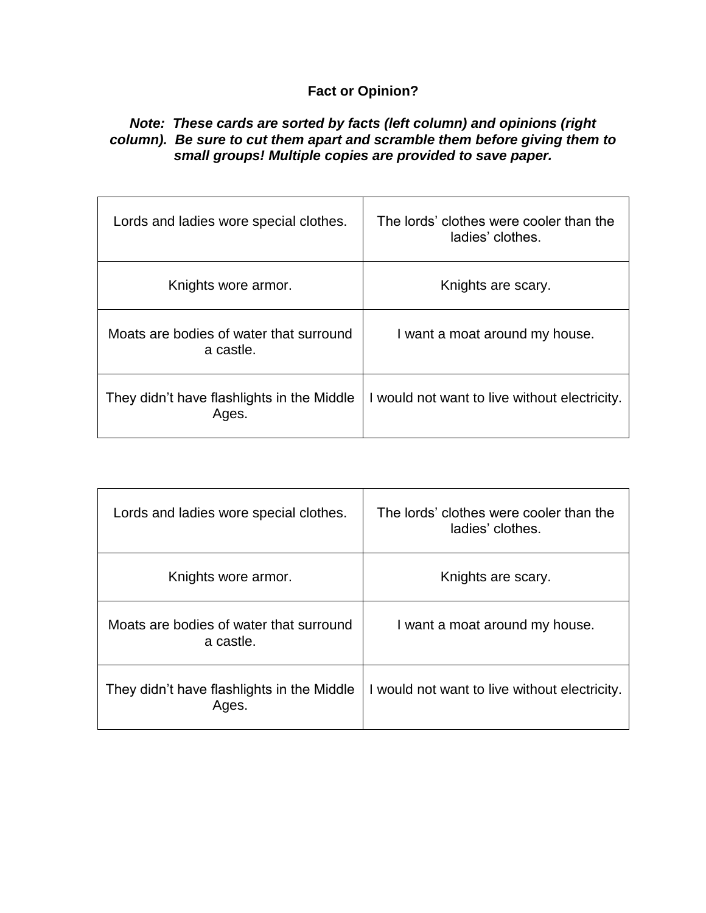**Fact or Opinion?**

***Note: These cards are sorted by facts (left column) and opinions (right column). Be sure to cut them apart and scramble them before giving them to small groups! Multiple copies are provided to save paper.***

| | |
|---|---|
| Lords and ladies wore special clothes. | The lords' clothes were cooler than the ladies' clothes. |
| Knights wore armor. | Knights are scary. |
| Moats are bodies of water that surround a castle. | I want a moat around my house. |
| They didn't have flashlights in the Middle Ages. | I would not want to live without electricity. |

| | |
|---|---|
| Lords and ladies wore special clothes. | The lords' clothes were cooler than the ladies' clothes. |
| Knights wore armor. | Knights are scary. |
| Moats are bodies of water that surround a castle. | I want a moat around my house. |
| They didn't have flashlights in the Middle Ages. | I would not want to live without electricity. |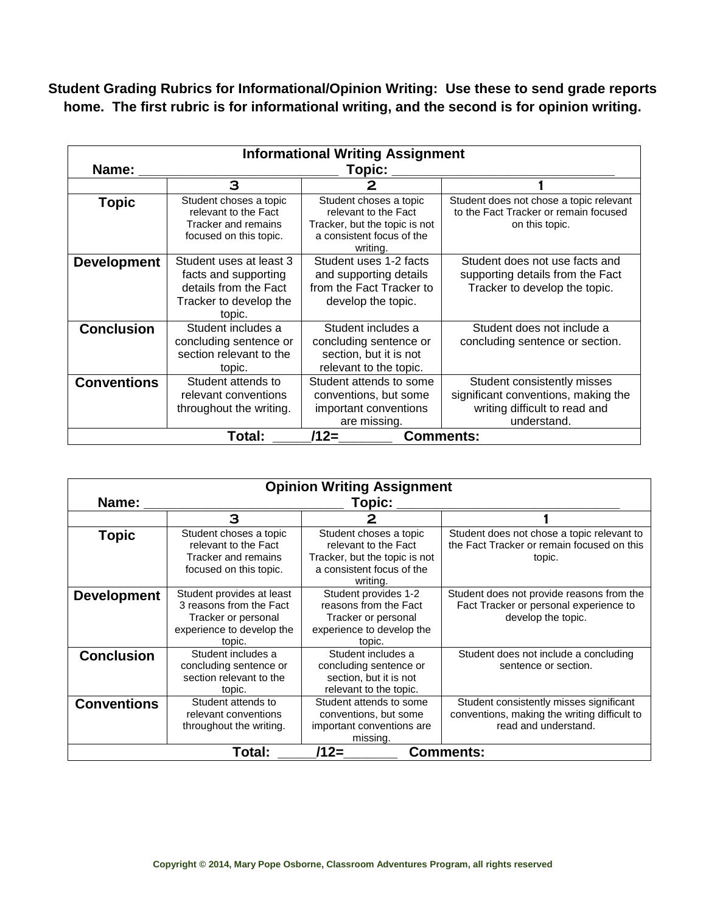**Student Grading Rubrics for Informational/Opinion Writing: Use these to send grade reports home. The first rubric is for informational writing, and the second is for opinion writing.**

| **Informational Writing Assignment**<br>**Name: ___________________________ Topic: ______________________________** | | | |
|---|---|---|---|
| | **3** | **2** | **1** |
| **Topic** | Student choses a topic relevant to the Fact Tracker and remains focused on this topic. | Student choses a topic relevant to the Fact Tracker, but the topic is not a consistent focus of the writing. | Student does not chose a topic relevant to the Fact Tracker or remain focused on this topic. |
| **Development** | Student uses at least 3 facts and supporting details from the Fact Tracker to develop the topic. | Student uses 1-2 facts and supporting details from the Fact Tracker to develop the topic. | Student does not use facts and supporting details from the Fact Tracker to develop the topic. |
| **Conclusion** | Student includes a concluding sentence or section relevant to the topic. | Student includes a concluding sentence or section, but it is not relevant to the topic. | Student does not include a concluding sentence or section. |
| **Conventions** | Student attends to relevant conventions throughout the writing. | Student attends to some conventions, but some important conventions are missing. | Student consistently misses significant conventions, making the writing difficult to read and understand. |
| **Total: _____/12=_______ Comments:** | | | |

| **Opinion Writing Assignment**<br>**Name: ___________________________ Topic: ______________________________** | | | |
|---|---|---|---|
| | **3** | **2** | **1** |
| **Topic** | Student choses a topic relevant to the Fact Tracker and remains focused on this topic. | Student choses a topic relevant to the Fact Tracker, but the topic is not a consistent focus of the writing. | Student does not chose a topic relevant to the Fact Tracker or remain focused on this topic. |
| **Development** | Student provides at least 3 reasons from the Fact Tracker or personal experience to develop the topic. | Student provides 1-2 reasons from the Fact Tracker or personal experience to develop the topic. | Student does not provide reasons from the Fact Tracker or personal experience to develop the topic. |
| **Conclusion** | Student includes a concluding sentence or section relevant to the topic. | Student includes a concluding sentence or section, but it is not relevant to the topic. | Student does not include a concluding sentence or section. |
| **Conventions** | Student attends to relevant conventions throughout the writing. | Student attends to some conventions, but some important conventions are missing. | Student consistently misses significant conventions, making the writing difficult to read and understand. |
| **Total: _____/12=_______ Comments:** | | | |

Copyright © 2014, Mary Pope Osborne, Classroom Adventures Program, all rights reserved